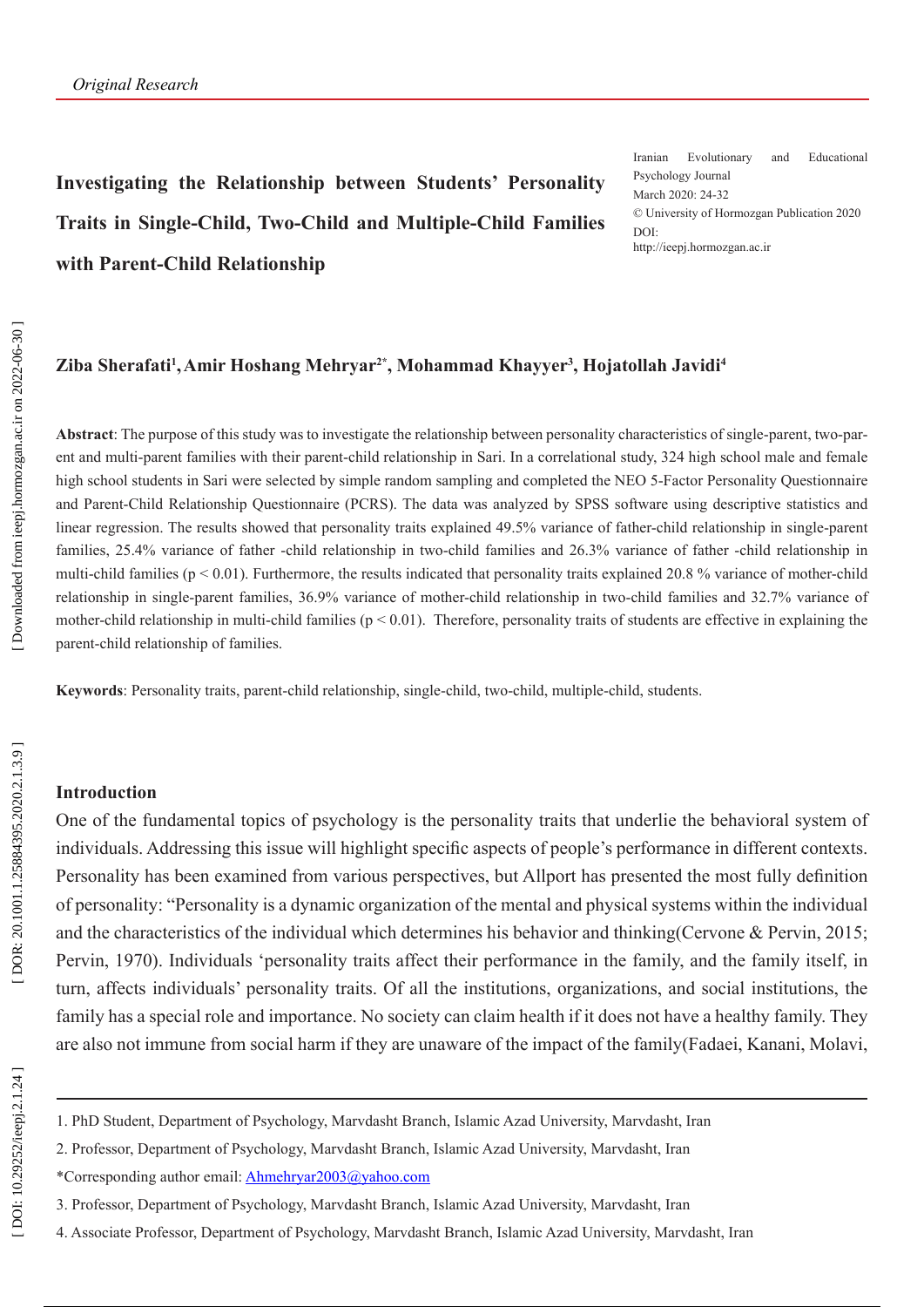*Original Research*

# Investigating the Relationship between Students' Personality Traits in Single-Child, Two-Child and Multiple-Child Families with Parent-Child Relationship

Iranian Evolutionary and Educational Psychology Journal
March 2020: 24-32
© University of Hormozgan Publication 2020
DOI:
http://ieepj.hormozgan.ac.ir

**Ziba Sherafati[1], Amir Hoshang Mehryar[2*], Mohammad Khayyer[3], Hojatollah Javidi[4]**

**Abstract**: The purpose of this study was to investigate the relationship between personality characteristics of single-parent, two-parent and multi-parent families with their parent-child relationship in Sari. In a correlational study, 324 high school male and female high school students in Sari were selected by simple random sampling and completed the NEO 5-Factor Personality Questionnaire and Parent-Child Relationship Questionnaire (PCRS). The data was analyzed by SPSS software using descriptive statistics and linear regression. The results showed that personality traits explained 49.5% variance of father-child relationship in single-parent families, 25.4% variance of father -child relationship in two-child families and 26.3% variance of father -child relationship in multi-child families ($p < 0.01$). Furthermore, the results indicated that personality traits explained 20.8 % variance of mother-child relationship in single-parent families, 36.9% variance of mother-child relationship in two-child families and 32.7% variance of mother-child relationship in multi-child families ($p < 0.01$). Therefore, personality traits of students are effective in explaining the parent-child relationship of families.

**Keywords**: Personality traits, parent-child relationship, single-child, two-child, multiple-child, students.

## Introduction

One of the fundamental topics of psychology is the personality traits that underlie the behavioral system of individuals. Addressing this issue will highlight specific aspects of people's performance in different contexts. Personality has been examined from various perspectives, but Allport has presented the most fully definition of personality: "Personality is a dynamic organization of the mental and physical systems within the individual and the characteristics of the individual which determines his behavior and thinking(Cervone & Pervin, 2015; Pervin, 1970). Individuals 'personality traits affect their performance in the family, and the family itself, in turn, affects individuals' personality traits. Of all the institutions, organizations, and social institutions, the family has a special role and importance. No society can claim health if it does not have a healthy family. They are also not immune from social harm if they are unaware of the impact of the family(Fadaei, Kanani, Molavi,

---

1. PhD Student, Department of Psychology, Marvdasht Branch, Islamic Azad University, Marvdasht, Iran

2. Professor, Department of Psychology, Marvdasht Branch, Islamic Azad University, Marvdasht, Iran

*Corresponding author email: Ahmehryar2003@yahoo.com

3. Professor, Department of Psychology, Marvdasht Branch, Islamic Azad University, Marvdasht, Iran

4. Associate Professor, Department of Psychology, Marvdasht Branch, Islamic Azad University, Marvdasht, Iran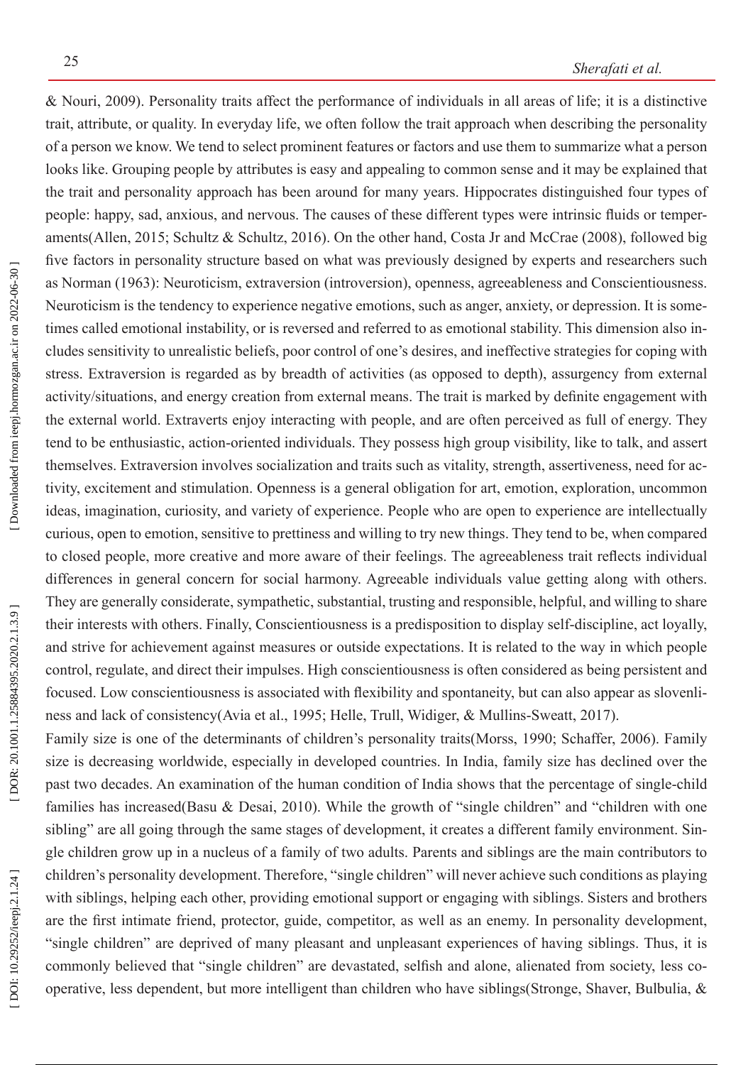& Nouri, 2009). Personality traits affect the performance of individuals in all areas of life; it is a distinctive trait, attribute, or quality. In everyday life, we often follow the trait approach when describing the personality of a person we know. We tend to select prominent features or factors and use them to summarize what a person looks like. Grouping people by attributes is easy and appealing to common sense and it may be explained that the trait and personality approach has been around for many years. Hippocrates distinguished four types of people: happy, sad, anxious, and nervous. The causes of these different types were intrinsic fluids or temperaments(Allen, 2015; Schultz & Schultz, 2016). On the other hand, Costa Jr and McCrae (2008), followed big five factors in personality structure based on what was previously designed by experts and researchers such as Norman (1963): Neuroticism, extraversion (introversion), openness, agreeableness and Conscientiousness. Neuroticism is the tendency to experience negative emotions, such as anger, anxiety, or depression. It is sometimes called emotional instability, or is reversed and referred to as emotional stability. This dimension also includes sensitivity to unrealistic beliefs, poor control of one's desires, and ineffective strategies for coping with stress. Extraversion is regarded as by breadth of activities (as opposed to depth), assurgency from external activity/situations, and energy creation from external means. The trait is marked by definite engagement with the external world. Extraverts enjoy interacting with people, and are often perceived as full of energy. They tend to be enthusiastic, action-oriented individuals. They possess high group visibility, like to talk, and assert themselves. Extraversion involves socialization and traits such as vitality, strength, assertiveness, need for activity, excitement and stimulation. Openness is a general obligation for art, emotion, exploration, uncommon ideas, imagination, curiosity, and variety of experience. People who are open to experience are intellectually curious, open to emotion, sensitive to prettiness and willing to try new things. They tend to be, when compared to closed people, more creative and more aware of their feelings. The agreeableness trait reflects individual differences in general concern for social harmony. Agreeable individuals value getting along with others. They are generally considerate, sympathetic, substantial, trusting and responsible, helpful, and willing to share their interests with others. Finally, Conscientiousness is a predisposition to display self-discipline, act loyally, and strive for achievement against measures or outside expectations. It is related to the way in which people control, regulate, and direct their impulses. High conscientiousness is often considered as being persistent and focused. Low conscientiousness is associated with flexibility and spontaneity, but can also appear as slovenliness and lack of consistency(Avia et al., 1995; Helle, Trull, Widiger, & Mullins-Sweatt, 2017).

Family size is one of the determinants of children's personality traits(Morss, 1990; Schaffer, 2006). Family size is decreasing worldwide, especially in developed countries. In India, family size has declined over the past two decades. An examination of the human condition of India shows that the percentage of single-child families has increased(Basu & Desai, 2010). While the growth of "single children" and "children with one sibling" are all going through the same stages of development, it creates a different family environment. Single children grow up in a nucleus of a family of two adults. Parents and siblings are the main contributors to children's personality development. Therefore, "single children" will never achieve such conditions as playing with siblings, helping each other, providing emotional support or engaging with siblings. Sisters and brothers are the first intimate friend, protector, guide, competitor, as well as an enemy. In personality development, "single children" are deprived of many pleasant and unpleasant experiences of having siblings. Thus, it is commonly believed that "single children" are devastated, selfish and alone, alienated from society, less cooperative, less dependent, but more intelligent than children who have siblings(Stronge, Shaver, Bulbulia, &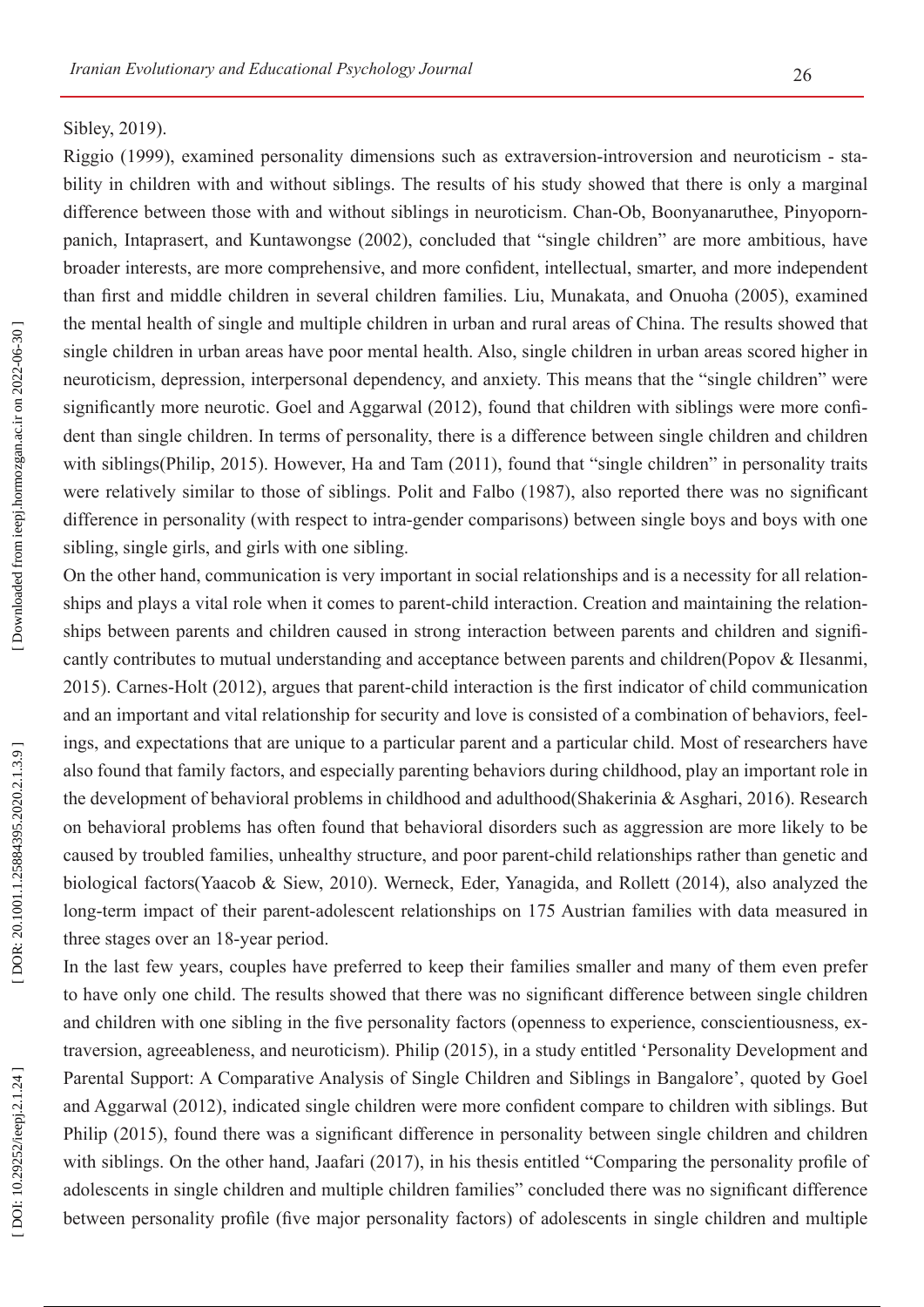Sibley, 2019).

Riggio (1999), examined personality dimensions such as extraversion-introversion and neuroticism - stability in children with and without siblings. The results of his study showed that there is only a marginal difference between those with and without siblings in neuroticism. Chan-Ob, Boonyanaruthee, Pinyopornpanich, Intaprasert, and Kuntawongse (2002), concluded that "single children" are more ambitious, have broader interests, are more comprehensive, and more confident, intellectual, smarter, and more independent than first and middle children in several children families. Liu, Munakata, and Onuoha (2005), examined the mental health of single and multiple children in urban and rural areas of China. The results showed that single children in urban areas have poor mental health. Also, single children in urban areas scored higher in neuroticism, depression, interpersonal dependency, and anxiety. This means that the "single children" were significantly more neurotic. Goel and Aggarwal (2012), found that children with siblings were more confident than single children. In terms of personality, there is a difference between single children and children with siblings(Philip, 2015). However, Ha and Tam (2011), found that "single children" in personality traits were relatively similar to those of siblings. Polit and Falbo (1987), also reported there was no significant difference in personality (with respect to intra-gender comparisons) between single boys and boys with one sibling, single girls, and girls with one sibling.

On the other hand, communication is very important in social relationships and is a necessity for all relationships and plays a vital role when it comes to parent-child interaction. Creation and maintaining the relationships between parents and children caused in strong interaction between parents and children and significantly contributes to mutual understanding and acceptance between parents and children(Popov & Ilesanmi, 2015). Carnes-Holt (2012), argues that parent-child interaction is the first indicator of child communication and an important and vital relationship for security and love is consisted of a combination of behaviors, feelings, and expectations that are unique to a particular parent and a particular child. Most of researchers have also found that family factors, and especially parenting behaviors during childhood, play an important role in the development of behavioral problems in childhood and adulthood(Shakerinia & Asghari, 2016). Research on behavioral problems has often found that behavioral disorders such as aggression are more likely to be caused by troubled families, unhealthy structure, and poor parent-child relationships rather than genetic and biological factors(Yaacob & Siew, 2010). Werneck, Eder, Yanagida, and Rollett (2014), also analyzed the long-term impact of their parent-adolescent relationships on 175 Austrian families with data measured in three stages over an 18-year period.

In the last few years, couples have preferred to keep their families smaller and many of them even prefer to have only one child. The results showed that there was no significant difference between single children and children with one sibling in the five personality factors (openness to experience, conscientiousness, extraversion, agreeableness, and neuroticism). Philip (2015), in a study entitled 'Personality Development and Parental Support: A Comparative Analysis of Single Children and Siblings in Bangalore', quoted by Goel and Aggarwal (2012), indicated single children were more confident compare to children with siblings. But Philip (2015), found there was a significant difference in personality between single children and children with siblings. On the other hand, Jaafari (2017), in his thesis entitled "Comparing the personality profile of adolescents in single children and multiple children families" concluded there was no significant difference between personality profile (five major personality factors) of adolescents in single children and multiple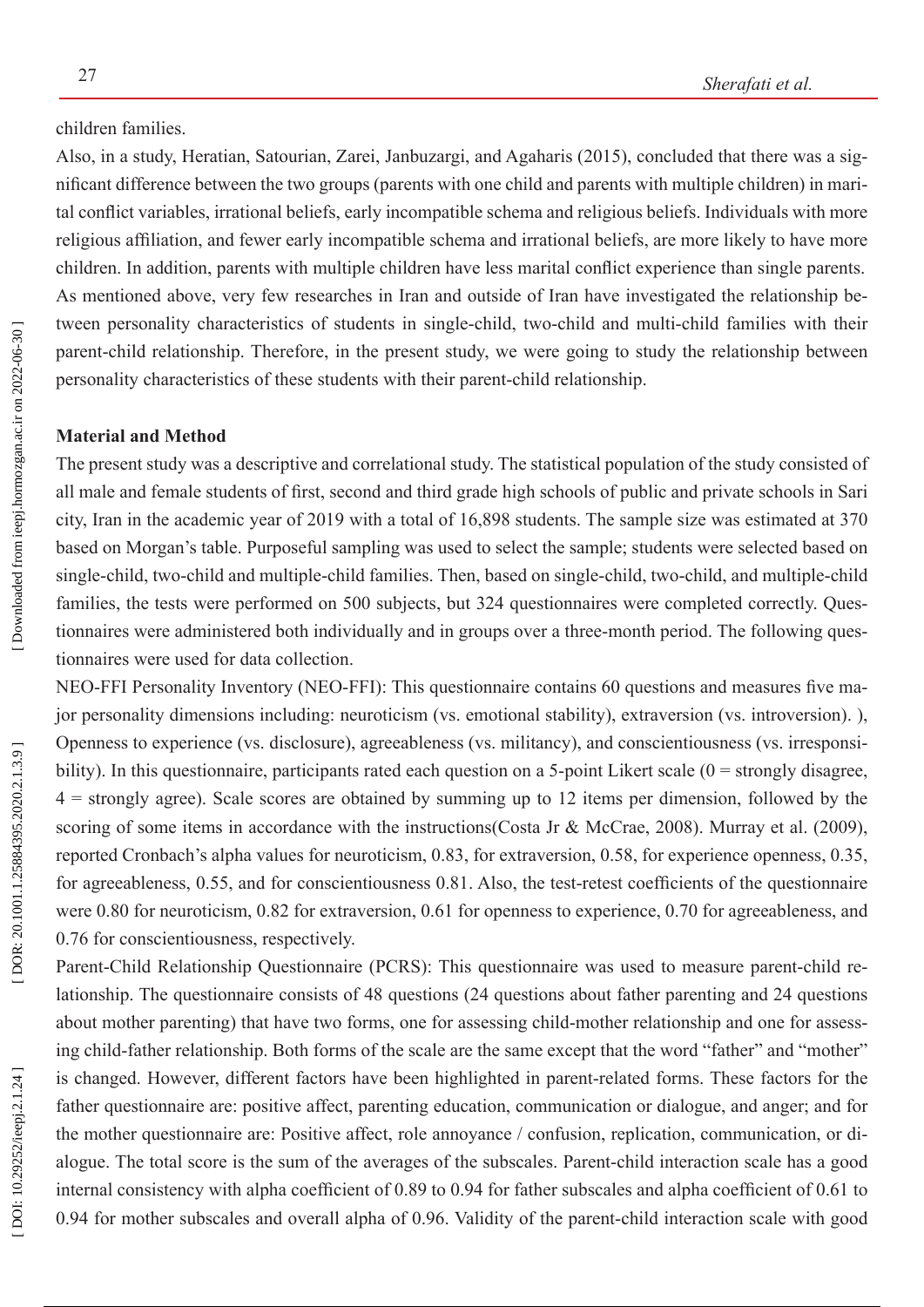children families.

Also, in a study, Heratian, Satourian, Zarei, Janbuzargi, and Agaharis (2015), concluded that there was a significant difference between the two groups (parents with one child and parents with multiple children) in marital conflict variables, irrational beliefs, early incompatible schema and religious beliefs. Individuals with more religious affiliation, and fewer early incompatible schema and irrational beliefs, are more likely to have more children. In addition, parents with multiple children have less marital conflict experience than single parents. As mentioned above, very few researches in Iran and outside of Iran have investigated the relationship between personality characteristics of students in single-child, two-child and multi-child families with their parent-child relationship. Therefore, in the present study, we were going to study the relationship between personality characteristics of these students with their parent-child relationship.

**Material and Method**

The present study was a descriptive and correlational study. The statistical population of the study consisted of all male and female students of first, second and third grade high schools of public and private schools in Sari city, Iran in the academic year of 2019 with a total of 16,898 students. The sample size was estimated at 370 based on Morgan's table. Purposeful sampling was used to select the sample; students were selected based on single-child, two-child and multiple-child families. Then, based on single-child, two-child, and multiple-child families, the tests were performed on 500 subjects, but 324 questionnaires were completed correctly. Questionnaires were administered both individually and in groups over a three-month period. The following questionnaires were used for data collection.

NEO-FFI Personality Inventory (NEO-FFI): This questionnaire contains 60 questions and measures five major personality dimensions including: neuroticism (vs. emotional stability), extraversion (vs. introversion). ), Openness to experience (vs. disclosure), agreeableness (vs. militancy), and conscientiousness (vs. irresponsibility). In this questionnaire, participants rated each question on a 5-point Likert scale (0 = strongly disagree, 4 = strongly agree). Scale scores are obtained by summing up to 12 items per dimension, followed by the scoring of some items in accordance with the instructions(Costa Jr & McCrae, 2008). Murray et al. (2009), reported Cronbach's alpha values for neuroticism, 0.83, for extraversion, 0.58, for experience openness, 0.35, for agreeableness, 0.55, and for conscientiousness 0.81. Also, the test-retest coefficients of the questionnaire were 0.80 for neuroticism, 0.82 for extraversion, 0.61 for openness to experience, 0.70 for agreeableness, and 0.76 for conscientiousness, respectively.

Parent-Child Relationship Questionnaire (PCRS): This questionnaire was used to measure parent-child relationship. The questionnaire consists of 48 questions (24 questions about father parenting and 24 questions about mother parenting) that have two forms, one for assessing child-mother relationship and one for assessing child-father relationship. Both forms of the scale are the same except that the word "father" and "mother" is changed. However, different factors have been highlighted in parent-related forms. These factors for the father questionnaire are: positive affect, parenting education, communication or dialogue, and anger; and for the mother questionnaire are: Positive affect, role annoyance / confusion, replication, communication, or dialogue. The total score is the sum of the averages of the subscales. Parent-child interaction scale has a good internal consistency with alpha coefficient of 0.89 to 0.94 for father subscales and alpha coefficient of 0.61 to 0.94 for mother subscales and overall alpha of 0.96. Validity of the parent-child interaction scale with good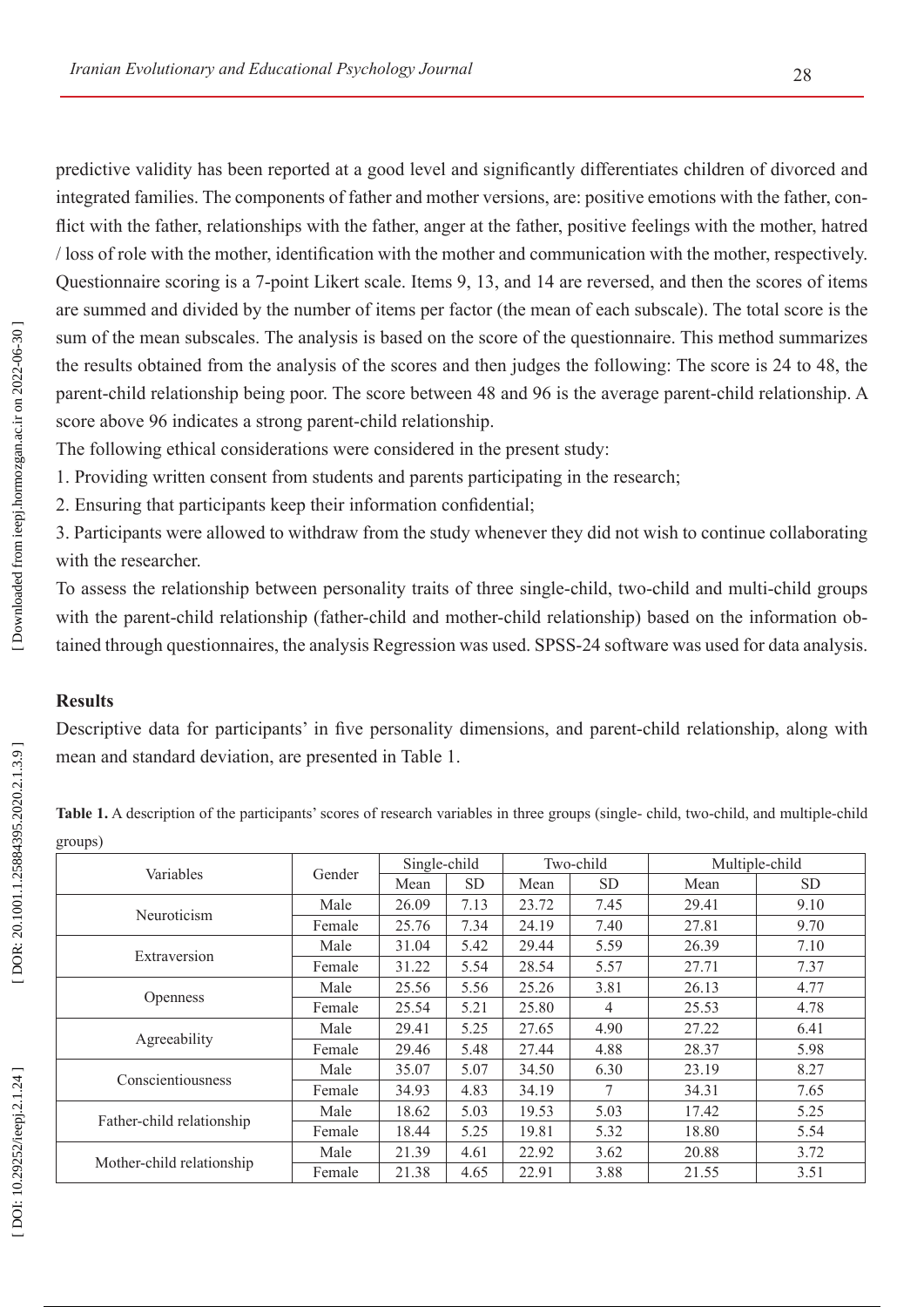predictive validity has been reported at a good level and significantly differentiates children of divorced and integrated families. The components of father and mother versions, are: positive emotions with the father, conflict with the father, relationships with the father, anger at the father, positive feelings with the mother, hatred / loss of role with the mother, identification with the mother and communication with the mother, respectively. Questionnaire scoring is a 7-point Likert scale. Items 9, 13, and 14 are reversed, and then the scores of items are summed and divided by the number of items per factor (the mean of each subscale). The total score is the sum of the mean subscales. The analysis is based on the score of the questionnaire. This method summarizes the results obtained from the analysis of the scores and then judges the following: The score is 24 to 48, the parent-child relationship being poor. The score between 48 and 96 is the average parent-child relationship. A score above 96 indicates a strong parent-child relationship.

The following ethical considerations were considered in the present study:

1. Providing written consent from students and parents participating in the research;
2. Ensuring that participants keep their information confidential;
3. Participants were allowed to withdraw from the study whenever they did not wish to continue collaborating with the researcher.

To assess the relationship between personality traits of three single-child, two-child and multi-child groups with the parent-child relationship (father-child and mother-child relationship) based on the information obtained through questionnaires, the analysis Regression was used. SPSS-24 software was used for data analysis.

## Results

Descriptive data for participants' in five personality dimensions, and parent-child relationship, along with mean and standard deviation, are presented in Table 1.

**Table 1.** A description of the participants' scores of research variables in three groups (single- child, two-child, and multiple-child groups)

| Variables | Gender | Single-child | | Two-child | | Multiple-child | |
|---|---|---|---|---|---|---|---|
| | | Mean | SD | Mean | SD | Mean | SD |
| Neuroticism | Male | 26.09 | 7.13 | 23.72 | 7.45 | 29.41 | 9.10 |
| | Female | 25.76 | 7.34 | 24.19 | 7.40 | 27.81 | 9.70 |
| Extraversion | Male | 31.04 | 5.42 | 29.44 | 5.59 | 26.39 | 7.10 |
| | Female | 31.22 | 5.54 | 28.54 | 5.57 | 27.71 | 7.37 |
| Openness | Male | 25.56 | 5.56 | 25.26 | 3.81 | 26.13 | 4.77 |
| | Female | 25.54 | 5.21 | 25.80 | 4 | 25.53 | 4.78 |
| Agreeability | Male | 29.41 | 5.25 | 27.65 | 4.90 | 27.22 | 6.41 |
| | Female | 29.46 | 5.48 | 27.44 | 4.88 | 28.37 | 5.98 |
| Conscientiousness | Male | 35.07 | 5.07 | 34.50 | 6.30 | 23.19 | 8.27 |
| | Female | 34.93 | 4.83 | 34.19 | 7 | 34.31 | 7.65 |
| Father-child relationship | Male | 18.62 | 5.03 | 19.53 | 5.03 | 17.42 | 5.25 |
| | Female | 18.44 | 5.25 | 19.81 | 5.32 | 18.80 | 5.54 |
| Mother-child relationship | Male | 21.39 | 4.61 | 22.92 | 3.62 | 20.88 | 3.72 |
| | Female | 21.38 | 4.65 | 22.91 | 3.88 | 21.55 | 3.51 |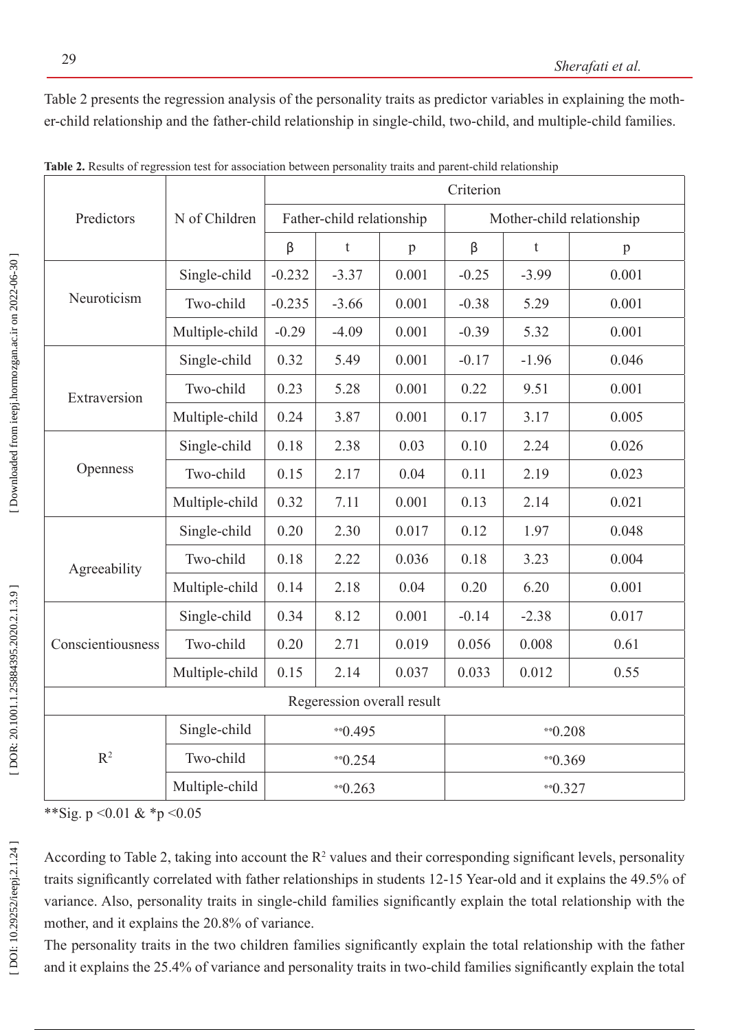Table 2 presents the regression analysis of the personality traits as predictor variables in explaining the mother-child relationship and the father-child relationship in single-child, two-child, and multiple-child families.

**Table 2.** Results of regression test for association between personality traits and parent-child relationship

| Predictors | N of Children | Criterion | | | | | |
|---|---|---|---|---|---|---|---|
| | | Father-child relationship | | | Mother-child relationship | | |
| | | β | t | p | β | t | p |
| Neuroticism | Single-child | -0.232 | -3.37 | 0.001 | -0.25 | -3.99 | 0.001 |
| | Two-child | -0.235 | -3.66 | 0.001 | -0.38 | 5.29 | 0.001 |
| | Multiple-child | -0.29 | -4.09 | 0.001 | -0.39 | 5.32 | 0.001 |
| Extraversion | Single-child | 0.32 | 5.49 | 0.001 | -0.17 | -1.96 | 0.046 |
| | Two-child | 0.23 | 5.28 | 0.001 | 0.22 | 9.51 | 0.001 |
| | Multiple-child | 0.24 | 3.87 | 0.001 | 0.17 | 3.17 | 0.005 |
| Openness | Single-child | 0.18 | 2.38 | 0.03 | 0.10 | 2.24 | 0.026 |
| | Two-child | 0.15 | 2.17 | 0.04 | 0.11 | 2.19 | 0.023 |
| | Multiple-child | 0.32 | 7.11 | 0.001 | 0.13 | 2.14 | 0.021 |
| Agreeability | Single-child | 0.20 | 2.30 | 0.017 | 0.12 | 1.97 | 0.048 |
| | Two-child | 0.18 | 2.22 | 0.036 | 0.18 | 3.23 | 0.004 |
| | Multiple-child | 0.14 | 2.18 | 0.04 | 0.20 | 6.20 | 0.001 |
| Conscientiousness | Single-child | 0.34 | 8.12 | 0.001 | -0.14 | -2.38 | 0.017 |
| | Two-child | 0.20 | 2.71 | 0.019 | 0.056 | 0.008 | 0.61 |
| | Multiple-child | 0.15 | 2.14 | 0.037 | 0.033 | 0.012 | 0.55 |
| Regeression overall result | | | | | | | |
| $R^2$ | Single-child | **0.495 | | | **0.208 | | |
| | Two-child | **0.254 | | | **0.369 | | |
| | Multiple-child | **0.263 | | | **0.327 | | |

**Sig. $p < 0.01$ & *$p < 0.05$

According to Table 2, taking into account the $R^2$ values and their corresponding significant levels, personality traits significantly correlated with father relationships in students 12-15 Year-old and it explains the 49.5% of variance. Also, personality traits in single-child families significantly explain the total relationship with the mother, and it explains the 20.8% of variance.

The personality traits in the two children families significantly explain the total relationship with the father and it explains the 25.4% of variance and personality traits in two-child families significantly explain the total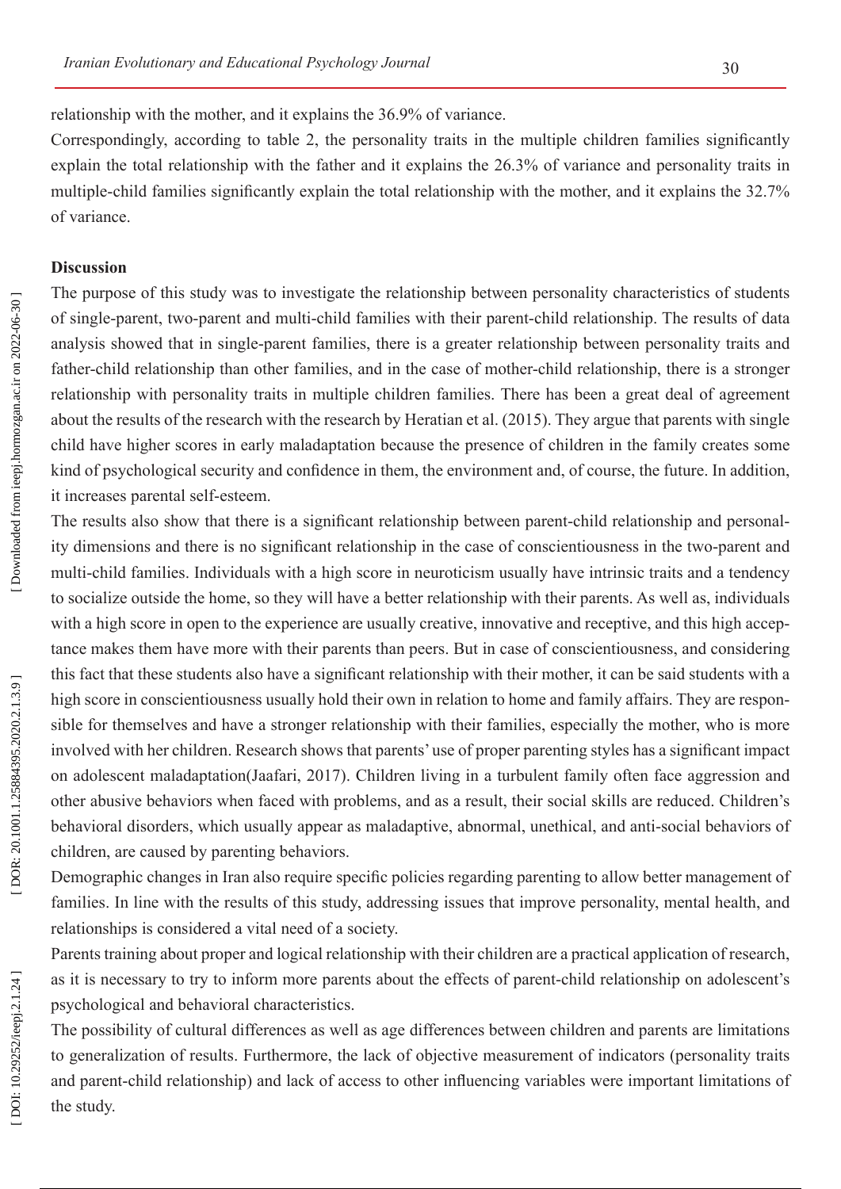relationship with the mother, and it explains the 36.9% of variance.

Correspondingly, according to table 2, the personality traits in the multiple children families significantly explain the total relationship with the father and it explains the 26.3% of variance and personality traits in multiple-child families significantly explain the total relationship with the mother, and it explains the 32.7% of variance.

**Discussion**

The purpose of this study was to investigate the relationship between personality characteristics of students of single-parent, two-parent and multi-child families with their parent-child relationship. The results of data analysis showed that in single-parent families, there is a greater relationship between personality traits and father-child relationship than other families, and in the case of mother-child relationship, there is a stronger relationship with personality traits in multiple children families. There has been a great deal of agreement about the results of the research with the research by Heratian et al. (2015). They argue that parents with single child have higher scores in early maladaptation because the presence of children in the family creates some kind of psychological security and confidence in them, the environment and, of course, the future. In addition, it increases parental self-esteem.

The results also show that there is a significant relationship between parent-child relationship and personality dimensions and there is no significant relationship in the case of conscientiousness in the two-parent and multi-child families. Individuals with a high score in neuroticism usually have intrinsic traits and a tendency to socialize outside the home, so they will have a better relationship with their parents. As well as, individuals with a high score in open to the experience are usually creative, innovative and receptive, and this high acceptance makes them have more with their parents than peers. But in case of conscientiousness, and considering this fact that these students also have a significant relationship with their mother, it can be said students with a high score in conscientiousness usually hold their own in relation to home and family affairs. They are responsible for themselves and have a stronger relationship with their families, especially the mother, who is more involved with her children. Research shows that parents' use of proper parenting styles has a significant impact on adolescent maladaptation(Jaafari, 2017). Children living in a turbulent family often face aggression and other abusive behaviors when faced with problems, and as a result, their social skills are reduced. Children's behavioral disorders, which usually appear as maladaptive, abnormal, unethical, and anti-social behaviors of children, are caused by parenting behaviors.

Demographic changes in Iran also require specific policies regarding parenting to allow better management of families. In line with the results of this study, addressing issues that improve personality, mental health, and relationships is considered a vital need of a society.

Parents training about proper and logical relationship with their children are a practical application of research, as it is necessary to try to inform more parents about the effects of parent-child relationship on adolescent's psychological and behavioral characteristics.

The possibility of cultural differences as well as age differences between children and parents are limitations to generalization of results. Furthermore, the lack of objective measurement of indicators (personality traits and parent-child relationship) and lack of access to other influencing variables were important limitations of the study.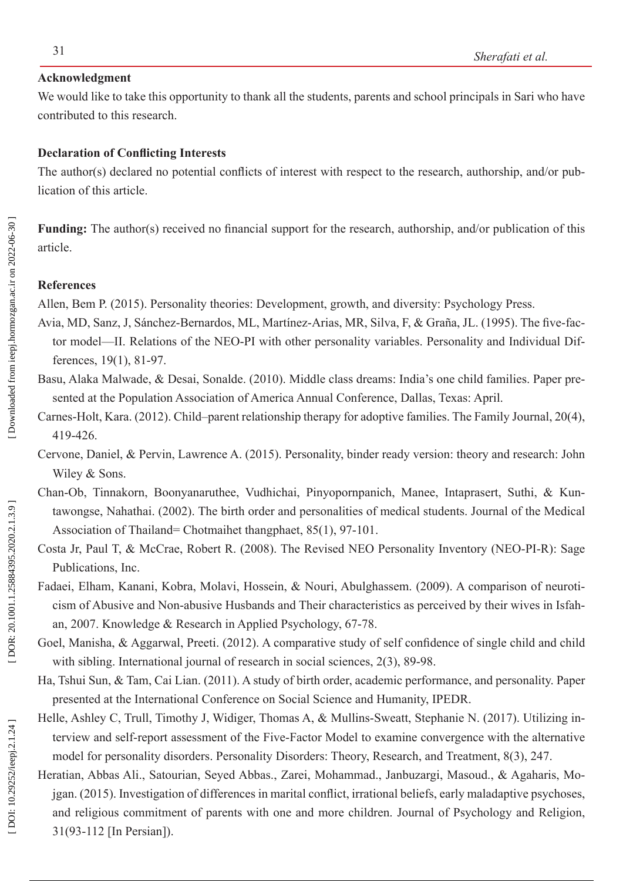**Acknowledgment**

We would like to take this opportunity to thank all the students, parents and school principals in Sari who have contributed to this research.

**Declaration of Conflicting Interests**

The author(s) declared no potential conflicts of interest with respect to the research, authorship, and/or publication of this article.

**Funding:** The author(s) received no financial support for the research, authorship, and/or publication of this article.

**References**

Allen, Bem P. (2015). Personality theories: Development, growth, and diversity: Psychology Press.

Avia, MD, Sanz, J, Sánchez-Bernardos, ML, Martínez-Arias, MR, Silva, F, & Graña, JL. (1995). The five-factor model—II. Relations of the NEO-PI with other personality variables. Personality and Individual Differences, 19(1), 81-97.

Basu, Alaka Malwade, & Desai, Sonalde. (2010). Middle class dreams: India's one child families. Paper presented at the Population Association of America Annual Conference, Dallas, Texas: April.

Carnes-Holt, Kara. (2012). Child–parent relationship therapy for adoptive families. The Family Journal, 20(4), 419-426.

Cervone, Daniel, & Pervin, Lawrence A. (2015). Personality, binder ready version: theory and research: John Wiley & Sons.

Chan-Ob, Tinnakorn, Boonyanaruthee, Vudhichai, Pinyopornpanich, Manee, Intaprasert, Suthi, & Kuntawongse, Nahathai. (2002). The birth order and personalities of medical students. Journal of the Medical Association of Thailand= Chotmaihet thangphaet, 85(1), 97-101.

Costa Jr, Paul T, & McCrae, Robert R. (2008). The Revised NEO Personality Inventory (NEO-PI-R): Sage Publications, Inc.

Fadaei, Elham, Kanani, Kobra, Molavi, Hossein, & Nouri, Abulghassem. (2009). A comparison of neuroticism of Abusive and Non-abusive Husbands and Their characteristics as perceived by their wives in Isfahan, 2007. Knowledge & Research in Applied Psychology, 67-78.

Goel, Manisha, & Aggarwal, Preeti. (2012). A comparative study of self confidence of single child and child with sibling. International journal of research in social sciences, 2(3), 89-98.

Ha, Tshui Sun, & Tam, Cai Lian. (2011). A study of birth order, academic performance, and personality. Paper presented at the International Conference on Social Science and Humanity, IPEDR.

Helle, Ashley C, Trull, Timothy J, Widiger, Thomas A, & Mullins-Sweatt, Stephanie N. (2017). Utilizing interview and self-report assessment of the Five-Factor Model to examine convergence with the alternative model for personality disorders. Personality Disorders: Theory, Research, and Treatment, 8(3), 247.

Heratian, Abbas Ali., Satourian, Seyed Abbas., Zarei, Mohammad., Janbuzargi, Masoud., & Agaharis, Mojgan. (2015). Investigation of differences in marital conflict, irrational beliefs, early maladaptive psychoses, and religious commitment of parents with one and more children. Journal of Psychology and Religion, 31(93-112 [In Persian]).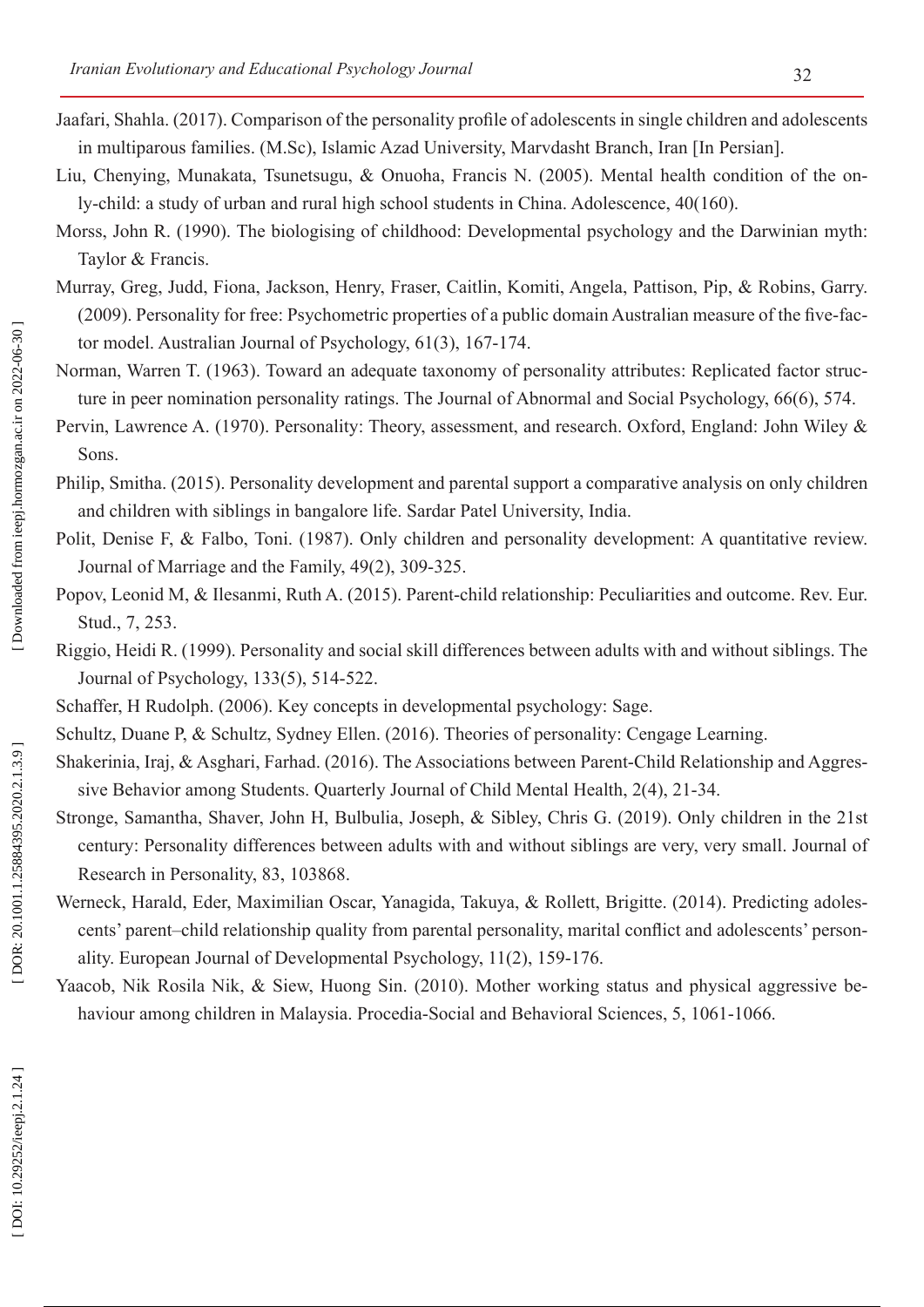Jaafari, Shahla. (2017). Comparison of the personality profile of adolescents in single children and adolescents in multiparous families. (M.Sc), Islamic Azad University, Marvdasht Branch, Iran [In Persian].

Liu, Chenying, Munakata, Tsunetsugu, & Onuoha, Francis N. (2005). Mental health condition of the only-child: a study of urban and rural high school students in China. Adolescence, 40(160).

Morss, John R. (1990). The biologising of childhood: Developmental psychology and the Darwinian myth: Taylor & Francis.

Murray, Greg, Judd, Fiona, Jackson, Henry, Fraser, Caitlin, Komiti, Angela, Pattison, Pip, & Robins, Garry. (2009). Personality for free: Psychometric properties of a public domain Australian measure of the five-factor model. Australian Journal of Psychology, 61(3), 167-174.

Norman, Warren T. (1963). Toward an adequate taxonomy of personality attributes: Replicated factor structure in peer nomination personality ratings. The Journal of Abnormal and Social Psychology, 66(6), 574.

Pervin, Lawrence A. (1970). Personality: Theory, assessment, and research. Oxford, England: John Wiley & Sons.

Philip, Smitha. (2015). Personality development and parental support a comparative analysis on only children and children with siblings in bangalore life. Sardar Patel University, India.

Polit, Denise F, & Falbo, Toni. (1987). Only children and personality development: A quantitative review. Journal of Marriage and the Family, 49(2), 309-325.

Popov, Leonid M, & Ilesanmi, Ruth A. (2015). Parent-child relationship: Peculiarities and outcome. Rev. Eur. Stud., 7, 253.

Riggio, Heidi R. (1999). Personality and social skill differences between adults with and without siblings. The Journal of Psychology, 133(5), 514-522.

Schaffer, H Rudolph. (2006). Key concepts in developmental psychology: Sage.

Schultz, Duane P, & Schultz, Sydney Ellen. (2016). Theories of personality: Cengage Learning.

Shakerinia, Iraj, & Asghari, Farhad. (2016). The Associations between Parent-Child Relationship and Aggressive Behavior among Students. Quarterly Journal of Child Mental Health, 2(4), 21-34.

Stronge, Samantha, Shaver, John H, Bulbulia, Joseph, & Sibley, Chris G. (2019). Only children in the 21st century: Personality differences between adults with and without siblings are very, very small. Journal of Research in Personality, 83, 103868.

Werneck, Harald, Eder, Maximilian Oscar, Yanagida, Takuya, & Rollett, Brigitte. (2014). Predicting adolescents' parent–child relationship quality from parental personality, marital conflict and adolescents' personality. European Journal of Developmental Psychology, 11(2), 159-176.

Yaacob, Nik Rosila Nik, & Siew, Huong Sin. (2010). Mother working status and physical aggressive behaviour among children in Malaysia. Procedia-Social and Behavioral Sciences, 5, 1061-1066.